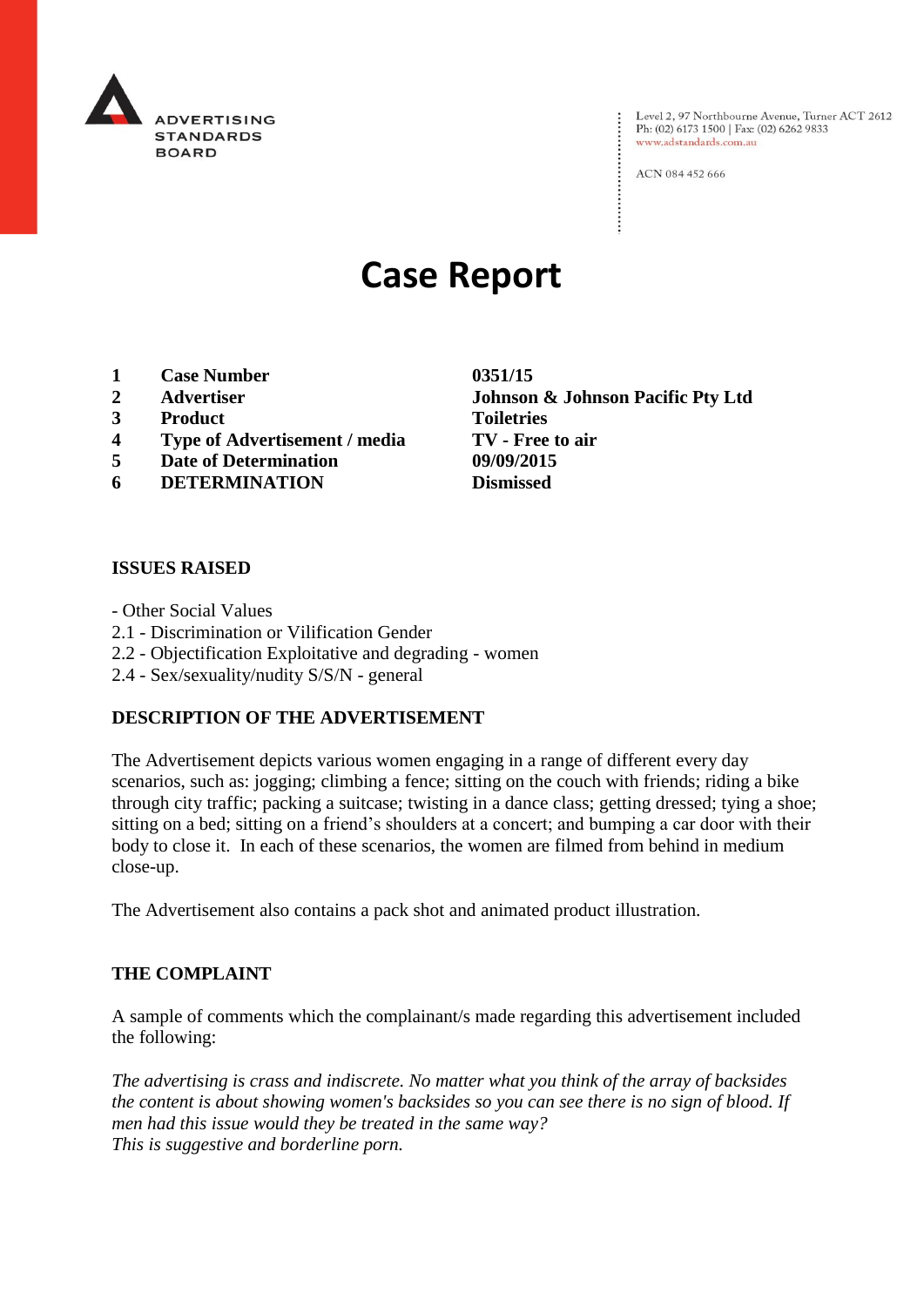ADVERTISING STANDARDS BOARD

Level 2, 97 Northbourne Avenue, Turner ACT 2612
Ph: (02) 6173 1500 | Fax: (02) 6262 9833
www.adstandards.com.au

ACN 084 452 666

# Case Report

| | | |
|---|---|---|
| **1** | **Case Number** | **0351/15** |
| **2** | **Advertiser** | **Johnson & Johnson Pacific Pty Ltd** |
| **3** | **Product** | **Toiletries** |
| **4** | **Type of Advertisement / media** | **TV - Free to air** |
| **5** | **Date of Determination** | **09/09/2015** |
| **6** | **DETERMINATION** | **Dismissed** |

## ISSUES RAISED

- Other Social Values
2.1 - Discrimination or Vilification Gender
2.2 - Objectification Exploitative and degrading - women
2.4 - Sex/sexuality/nudity S/S/N - general

## DESCRIPTION OF THE ADVERTISEMENT

The Advertisement depicts various women engaging in a range of different every day scenarios, such as: jogging; climbing a fence; sitting on the couch with friends; riding a bike through city traffic; packing a suitcase; twisting in a dance class; getting dressed; tying a shoe; sitting on a bed; sitting on a friend's shoulders at a concert; and bumping a car door with their body to close it. In each of these scenarios, the women are filmed from behind in medium close-up.

The Advertisement also contains a pack shot and animated product illustration.

## THE COMPLAINT

A sample of comments which the complainant/s made regarding this advertisement included the following:

*The advertising is crass and indiscrete. No matter what you think of the array of backsides the content is about showing women's backsides so you can see there is no sign of blood. If men had this issue would they be treated in the same way?*
*This is suggestive and borderline porn.*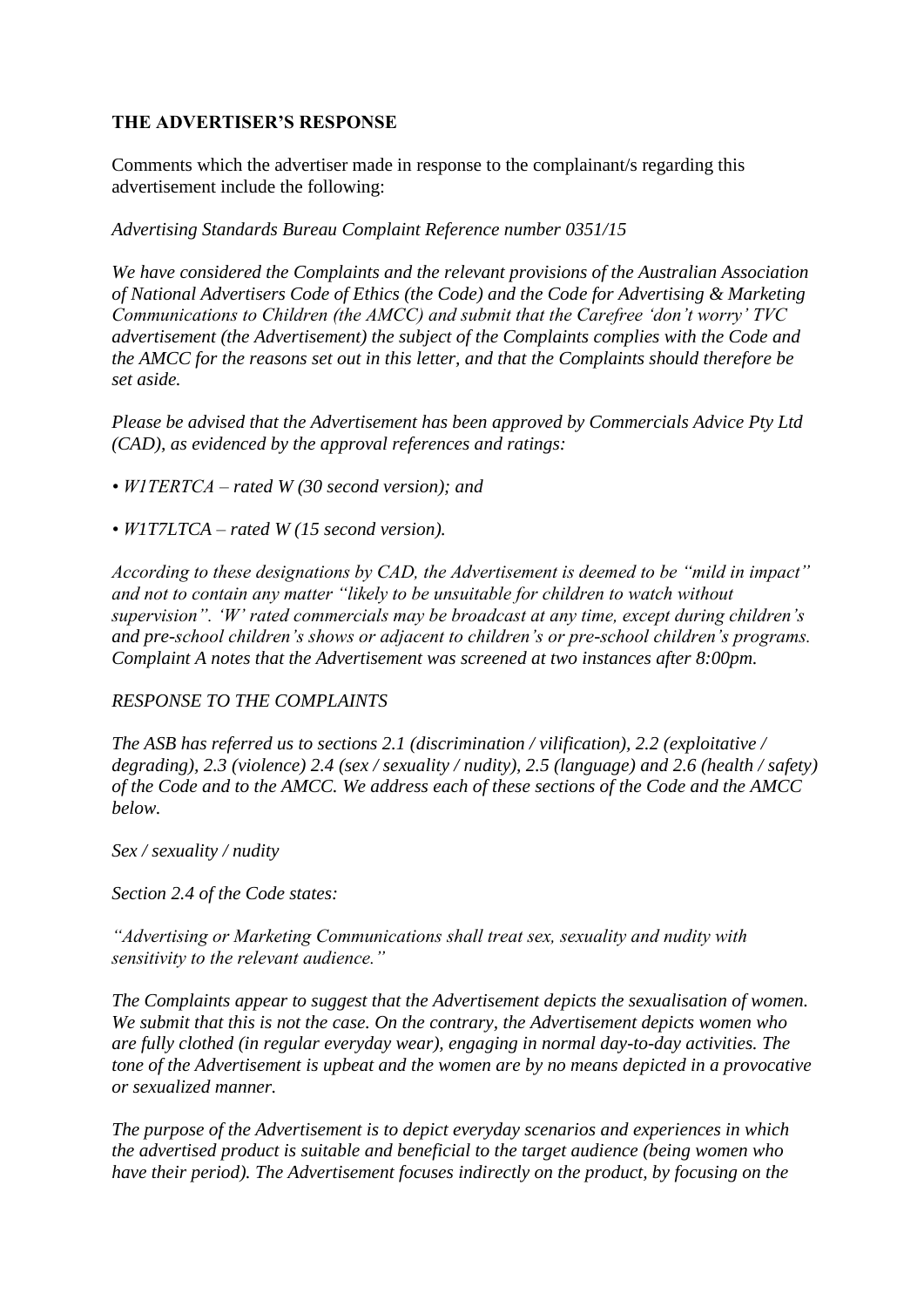**THE ADVERTISER'S RESPONSE**

Comments which the advertiser made in response to the complainant/s regarding this advertisement include the following:

*Advertising Standards Bureau Complaint Reference number 0351/15*

*We have considered the Complaints and the relevant provisions of the Australian Association of National Advertisers Code of Ethics (the Code) and the Code for Advertising & Marketing Communications to Children (the AMCC) and submit that the Carefree 'don't worry' TVC advertisement (the Advertisement) the subject of the Complaints complies with the Code and the AMCC for the reasons set out in this letter, and that the Complaints should therefore be set aside.*

*Please be advised that the Advertisement has been approved by Commercials Advice Pty Ltd (CAD), as evidenced by the approval references and ratings:*

- *W1TERTCA – rated W (30 second version); and*
- *W1T7LTCA – rated W (15 second version).*

*According to these designations by CAD, the Advertisement is deemed to be "mild in impact" and not to contain any matter "likely to be unsuitable for children to watch without supervision". 'W' rated commercials may be broadcast at any time, except during children's and pre-school children's shows or adjacent to children's or pre-school children's programs. Complaint A notes that the Advertisement was screened at two instances after 8:00pm.*

*RESPONSE TO THE COMPLAINTS*

*The ASB has referred us to sections 2.1 (discrimination / vilification), 2.2 (exploitative / degrading), 2.3 (violence) 2.4 (sex / sexuality / nudity), 2.5 (language) and 2.6 (health / safety) of the Code and to the AMCC. We address each of these sections of the Code and the AMCC below.*

*Sex / sexuality / nudity*

*Section 2.4 of the Code states:*

*"Advertising or Marketing Communications shall treat sex, sexuality and nudity with sensitivity to the relevant audience."*

*The Complaints appear to suggest that the Advertisement depicts the sexualisation of women. We submit that this is not the case. On the contrary, the Advertisement depicts women who are fully clothed (in regular everyday wear), engaging in normal day-to-day activities. The tone of the Advertisement is upbeat and the women are by no means depicted in a provocative or sexualized manner.*

*The purpose of the Advertisement is to depict everyday scenarios and experiences in which the advertised product is suitable and beneficial to the target audience (being women who have their period). The Advertisement focuses indirectly on the product, by focusing on the*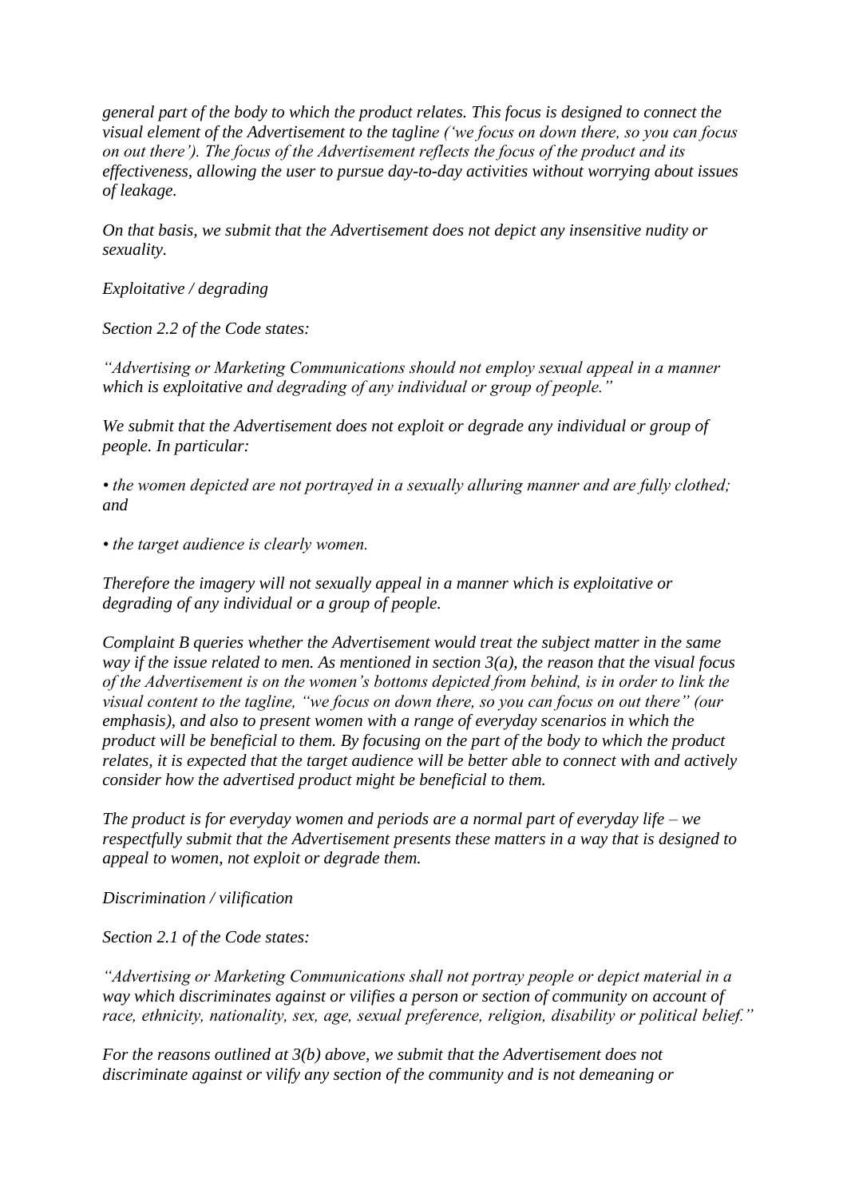*general part of the body to which the product relates. This focus is designed to connect the visual element of the Advertisement to the tagline ('we focus on down there, so you can focus on out there'). The focus of the Advertisement reflects the focus of the product and its effectiveness, allowing the user to pursue day-to-day activities without worrying about issues of leakage.*

*On that basis, we submit that the Advertisement does not depict any insensitive nudity or sexuality.*

*Exploitative / degrading*

*Section 2.2 of the Code states:*

*"Advertising or Marketing Communications should not employ sexual appeal in a manner which is exploitative and degrading of any individual or group of people."*

*We submit that the Advertisement does not exploit or degrade any individual or group of people. In particular:*

- *the women depicted are not portrayed in a sexually alluring manner and are fully clothed; and*
- *the target audience is clearly women.*

*Therefore the imagery will not sexually appeal in a manner which is exploitative or degrading of any individual or a group of people.*

*Complaint B queries whether the Advertisement would treat the subject matter in the same way if the issue related to men. As mentioned in section 3(a), the reason that the visual focus of the Advertisement is on the women's bottoms depicted from behind, is in order to link the visual content to the tagline, "we focus on down there, so you can focus on out there" (our emphasis), and also to present women with a range of everyday scenarios in which the product will be beneficial to them. By focusing on the part of the body to which the product relates, it is expected that the target audience will be better able to connect with and actively consider how the advertised product might be beneficial to them.*

*The product is for everyday women and periods are a normal part of everyday life – we respectfully submit that the Advertisement presents these matters in a way that is designed to appeal to women, not exploit or degrade them.*

*Discrimination / vilification*

*Section 2.1 of the Code states:*

*"Advertising or Marketing Communications shall not portray people or depict material in a way which discriminates against or vilifies a person or section of community on account of race, ethnicity, nationality, sex, age, sexual preference, religion, disability or political belief."*

*For the reasons outlined at 3(b) above, we submit that the Advertisement does not discriminate against or vilify any section of the community and is not demeaning or*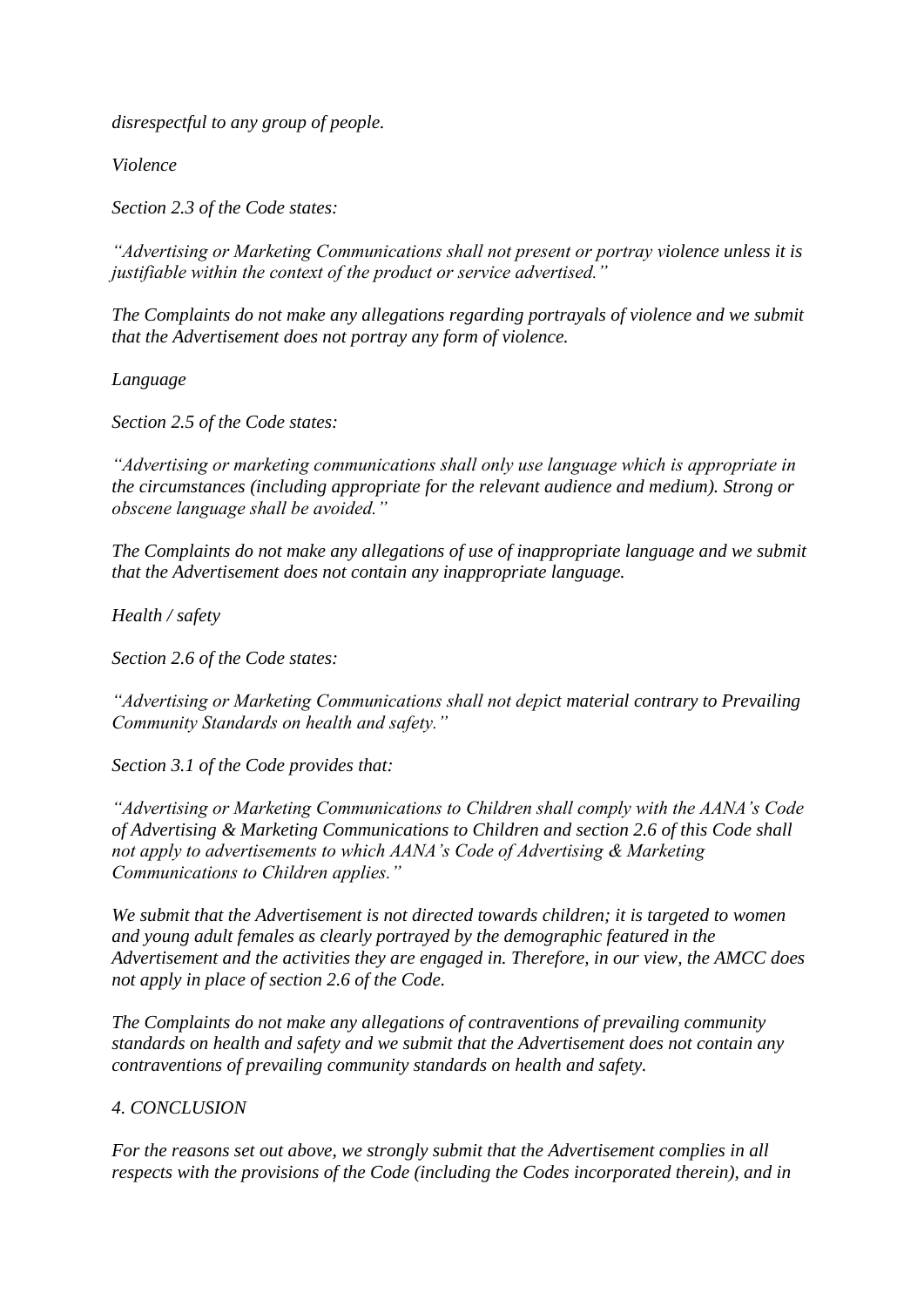*disrespectful to any group of people.*

*Violence*

*Section 2.3 of the Code states:*

*"Advertising or Marketing Communications shall not present or portray violence unless it is justifiable within the context of the product or service advertised."*

*The Complaints do not make any allegations regarding portrayals of violence and we submit that the Advertisement does not portray any form of violence.*

*Language*

*Section 2.5 of the Code states:*

*"Advertising or marketing communications shall only use language which is appropriate in the circumstances (including appropriate for the relevant audience and medium). Strong or obscene language shall be avoided."*

*The Complaints do not make any allegations of use of inappropriate language and we submit that the Advertisement does not contain any inappropriate language.*

*Health / safety*

*Section 2.6 of the Code states:*

*"Advertising or Marketing Communications shall not depict material contrary to Prevailing Community Standards on health and safety."*

*Section 3.1 of the Code provides that:*

*"Advertising or Marketing Communications to Children shall comply with the AANA's Code of Advertising & Marketing Communications to Children and section 2.6 of this Code shall not apply to advertisements to which AANA's Code of Advertising & Marketing Communications to Children applies."*

*We submit that the Advertisement is not directed towards children; it is targeted to women and young adult females as clearly portrayed by the demographic featured in the Advertisement and the activities they are engaged in. Therefore, in our view, the AMCC does not apply in place of section 2.6 of the Code.*

*The Complaints do not make any allegations of contraventions of prevailing community standards on health and safety and we submit that the Advertisement does not contain any contraventions of prevailing community standards on health and safety.*

*4. CONCLUSION*

*For the reasons set out above, we strongly submit that the Advertisement complies in all respects with the provisions of the Code (including the Codes incorporated therein), and in*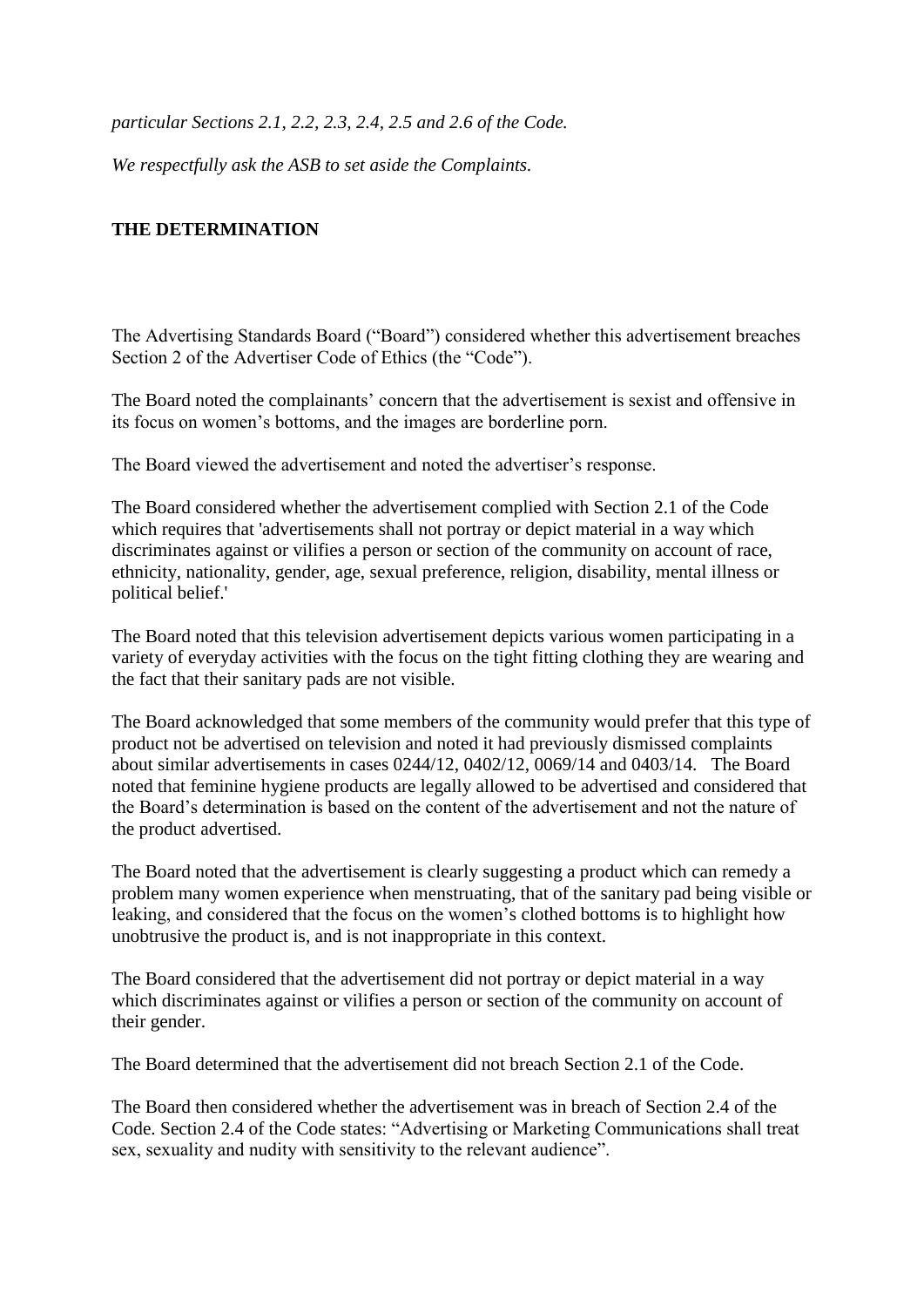*particular Sections 2.1, 2.2, 2.3, 2.4, 2.5 and 2.6 of the Code.*

*We respectfully ask the ASB to set aside the Complaints.*

**THE DETERMINATION**

The Advertising Standards Board ("Board") considered whether this advertisement breaches Section 2 of the Advertiser Code of Ethics (the "Code").

The Board noted the complainants' concern that the advertisement is sexist and offensive in its focus on women's bottoms, and the images are borderline porn.

The Board viewed the advertisement and noted the advertiser's response.

The Board considered whether the advertisement complied with Section 2.1 of the Code which requires that 'advertisements shall not portray or depict material in a way which discriminates against or vilifies a person or section of the community on account of race, ethnicity, nationality, gender, age, sexual preference, religion, disability, mental illness or political belief.'

The Board noted that this television advertisement depicts various women participating in a variety of everyday activities with the focus on the tight fitting clothing they are wearing and the fact that their sanitary pads are not visible.

The Board acknowledged that some members of the community would prefer that this type of product not be advertised on television and noted it had previously dismissed complaints about similar advertisements in cases 0244/12, 0402/12, 0069/14 and 0403/14. The Board noted that feminine hygiene products are legally allowed to be advertised and considered that the Board's determination is based on the content of the advertisement and not the nature of the product advertised.

The Board noted that the advertisement is clearly suggesting a product which can remedy a problem many women experience when menstruating, that of the sanitary pad being visible or leaking, and considered that the focus on the women's clothed bottoms is to highlight how unobtrusive the product is, and is not inappropriate in this context.

The Board considered that the advertisement did not portray or depict material in a way which discriminates against or vilifies a person or section of the community on account of their gender.

The Board determined that the advertisement did not breach Section 2.1 of the Code.

The Board then considered whether the advertisement was in breach of Section 2.4 of the Code. Section 2.4 of the Code states: "Advertising or Marketing Communications shall treat sex, sexuality and nudity with sensitivity to the relevant audience".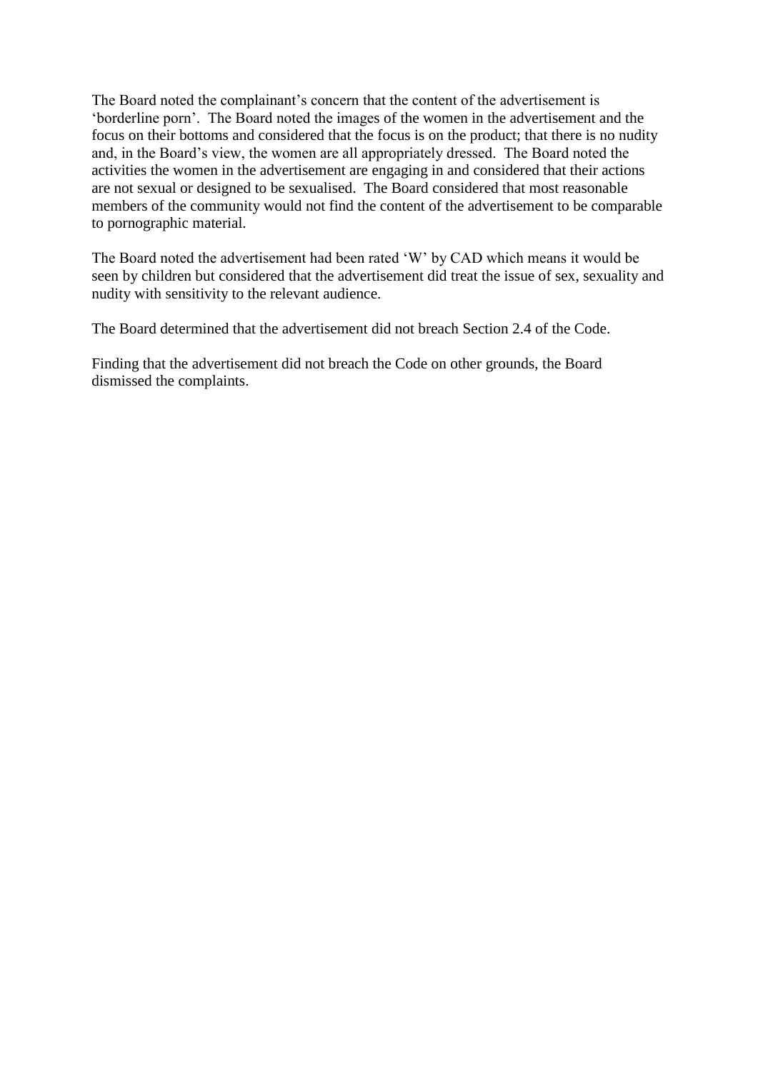The Board noted the complainant's concern that the content of the advertisement is 'borderline porn'. The Board noted the images of the women in the advertisement and the focus on their bottoms and considered that the focus is on the product; that there is no nudity and, in the Board's view, the women are all appropriately dressed. The Board noted the activities the women in the advertisement are engaging in and considered that their actions are not sexual or designed to be sexualised. The Board considered that most reasonable members of the community would not find the content of the advertisement to be comparable to pornographic material.

The Board noted the advertisement had been rated 'W' by CAD which means it would be seen by children but considered that the advertisement did treat the issue of sex, sexuality and nudity with sensitivity to the relevant audience.

The Board determined that the advertisement did not breach Section 2.4 of the Code.

Finding that the advertisement did not breach the Code on other grounds, the Board dismissed the complaints.